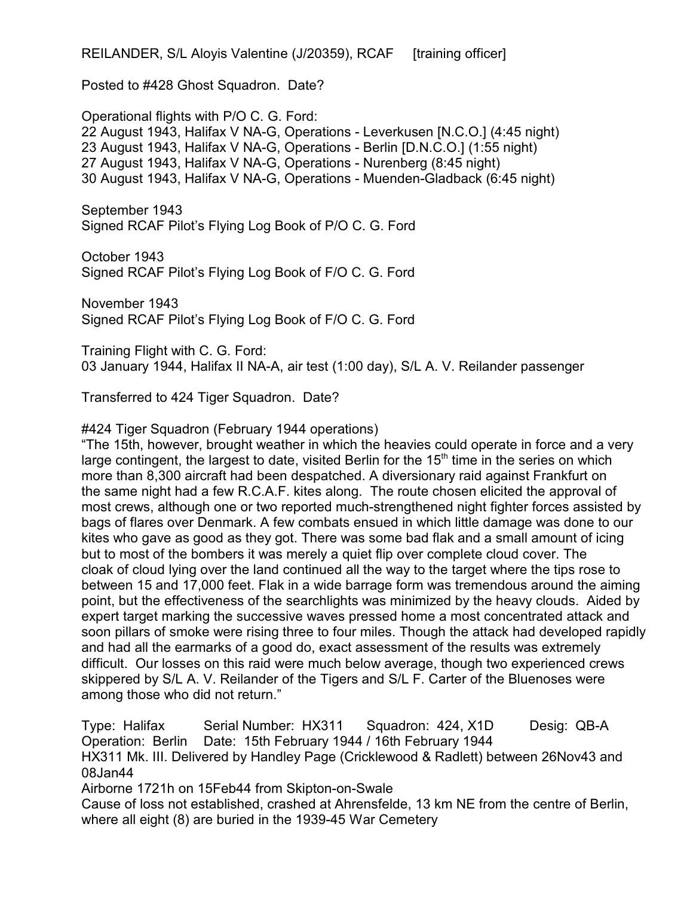REILANDER, S/L Aloyis Valentine (J/20359), RCAF [training officer]

Posted to #428 Ghost Squadron. Date?

Operational flights with P/O C. G. Ford:
22 August 1943, Halifax V NA-G, Operations - Leverkusen [N.C.O.] (4:45 night)
23 August 1943, Halifax V NA-G, Operations - Berlin [D.N.C.O.] (1:55 night)
27 August 1943, Halifax V NA-G, Operations - Nurenberg (8:45 night)
30 August 1943, Halifax V NA-G, Operations - Muenden-Gladback (6:45 night)

September 1943
Signed RCAF Pilot's Flying Log Book of P/O C. G. Ford

October 1943
Signed RCAF Pilot's Flying Log Book of F/O C. G. Ford

November 1943
Signed RCAF Pilot's Flying Log Book of F/O C. G. Ford

Training Flight with C. G. Ford:
03 January 1944, Halifax II NA-A, air test (1:00 day), S/L A. V. Reilander passenger

Transferred to 424 Tiger Squadron. Date?

#424 Tiger Squadron (February 1944 operations)
"The 15th, however, brought weather in which the heavies could operate in force and a very large contingent, the largest to date, visited Berlin for the 15th time in the series on which more than 8,300 aircraft had been despatched. A diversionary raid against Frankfurt on the same night had a few R.C.A.F. kites along. The route chosen elicited the approval of most crews, although one or two reported much-strengthened night fighter forces assisted by bags of flares over Denmark. A few combats ensued in which little damage was done to our kites who gave as good as they got. There was some bad flak and a small amount of icing but to most of the bombers it was merely a quiet flip over complete cloud cover. The cloak of cloud lying over the land continued all the way to the target where the tips rose to between 15 and 17,000 feet. Flak in a wide barrage form was tremendous around the aiming point, but the effectiveness of the searchlights was minimized by the heavy clouds. Aided by expert target marking the successive waves pressed home a most concentrated attack and soon pillars of smoke were rising three to four miles. Though the attack had developed rapidly and had all the earmarks of a good do, exact assessment of the results was extremely difficult. Our losses on this raid were much below average, though two experienced crews skippered by S/L A. V. Reilander of the Tigers and S/L F. Carter of the Bluenoses were among those who did not return."

Type: Halifax Serial Number: HX311 Squadron: 424, X1D Desig: QB-A
Operation: Berlin Date: 15th February 1944 / 16th February 1944
HX311 Mk. III. Delivered by Handley Page (Cricklewood & Radlett) between 26Nov43 and 08Jan44
Airborne 1721h on 15Feb44 from Skipton-on-Swale
Cause of loss not established, crashed at Ahrensfelde, 13 km NE from the centre of Berlin, where all eight (8) are buried in the 1939-45 War Cemetery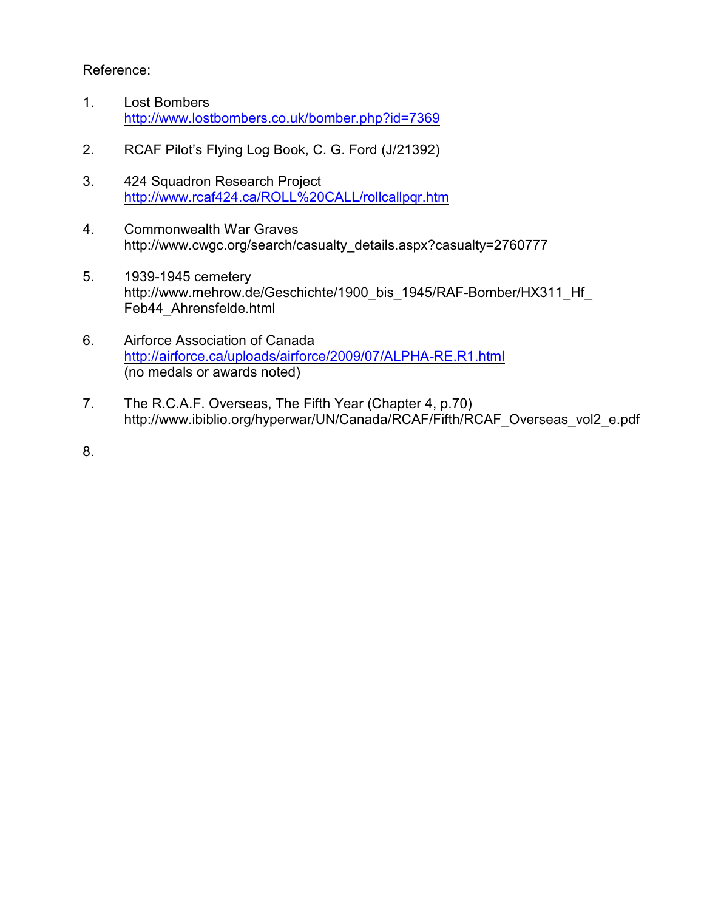Reference:

1. Lost Bombers
   http://www.lostbombers.co.uk/bomber.php?id=7369

2. RCAF Pilot's Flying Log Book, C. G. Ford (J/21392)

3. 424 Squadron Research Project
   http://www.rcaf424.ca/ROLL%20CALL/rollcallpqr.htm

4. Commonwealth War Graves
   http://www.cwgc.org/search/casualty_details.aspx?casualty=2760777

5. 1939-1945 cemetery
   http://www.mehrow.de/Geschichte/1900_bis_1945/RAF-Bomber/HX311_Hf_Feb44_Ahrensfelde.html

6. Airforce Association of Canada
   http://airforce.ca/uploads/airforce/2009/07/ALPHA-RE.R1.html
   (no medals or awards noted)

7. The R.C.A.F. Overseas, The Fifth Year (Chapter 4, p.70)
   http://www.ibiblio.org/hyperwar/UN/Canada/RCAF/Fifth/RCAF_Overseas_vol2_e.pdf

8.